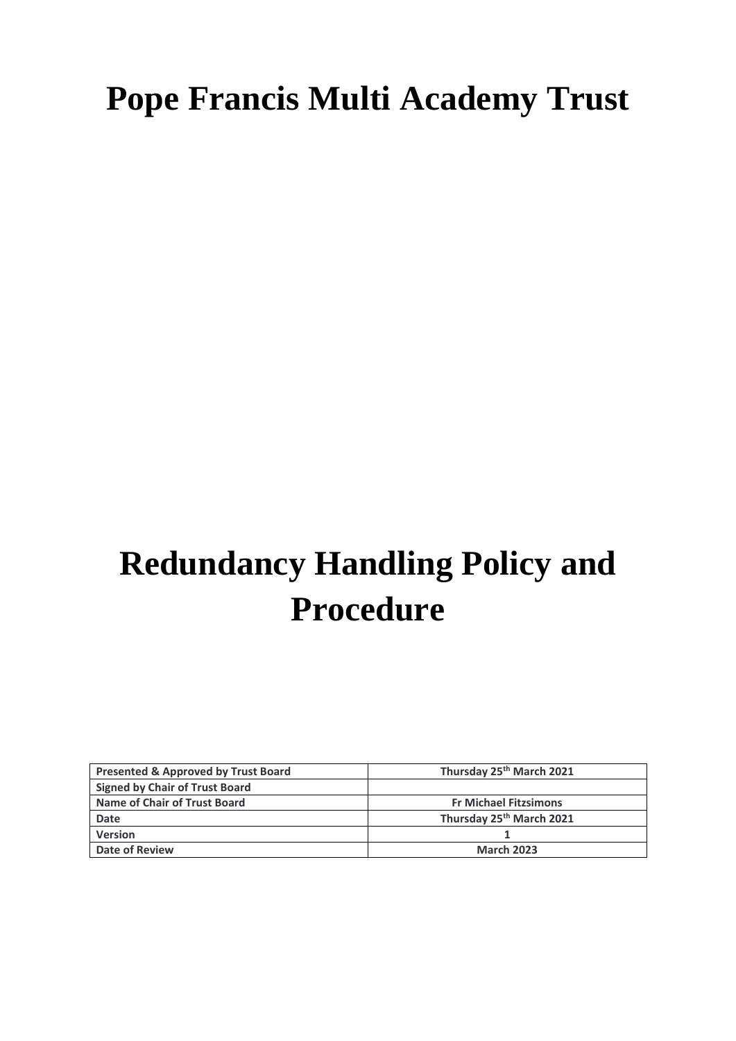# Pope Francis Multi Academy Trust

# Redundancy Handling Policy and Procedure

| Presented & Approved by Trust Board | Thursday 25th March 2021 |
|---|---|
| Signed by Chair of Trust Board | |
| Name of Chair of Trust Board | Fr Michael Fitzsimons |
| Date | Thursday 25th March 2021 |
| Version | 1 |
| Date of Review | March 2023 |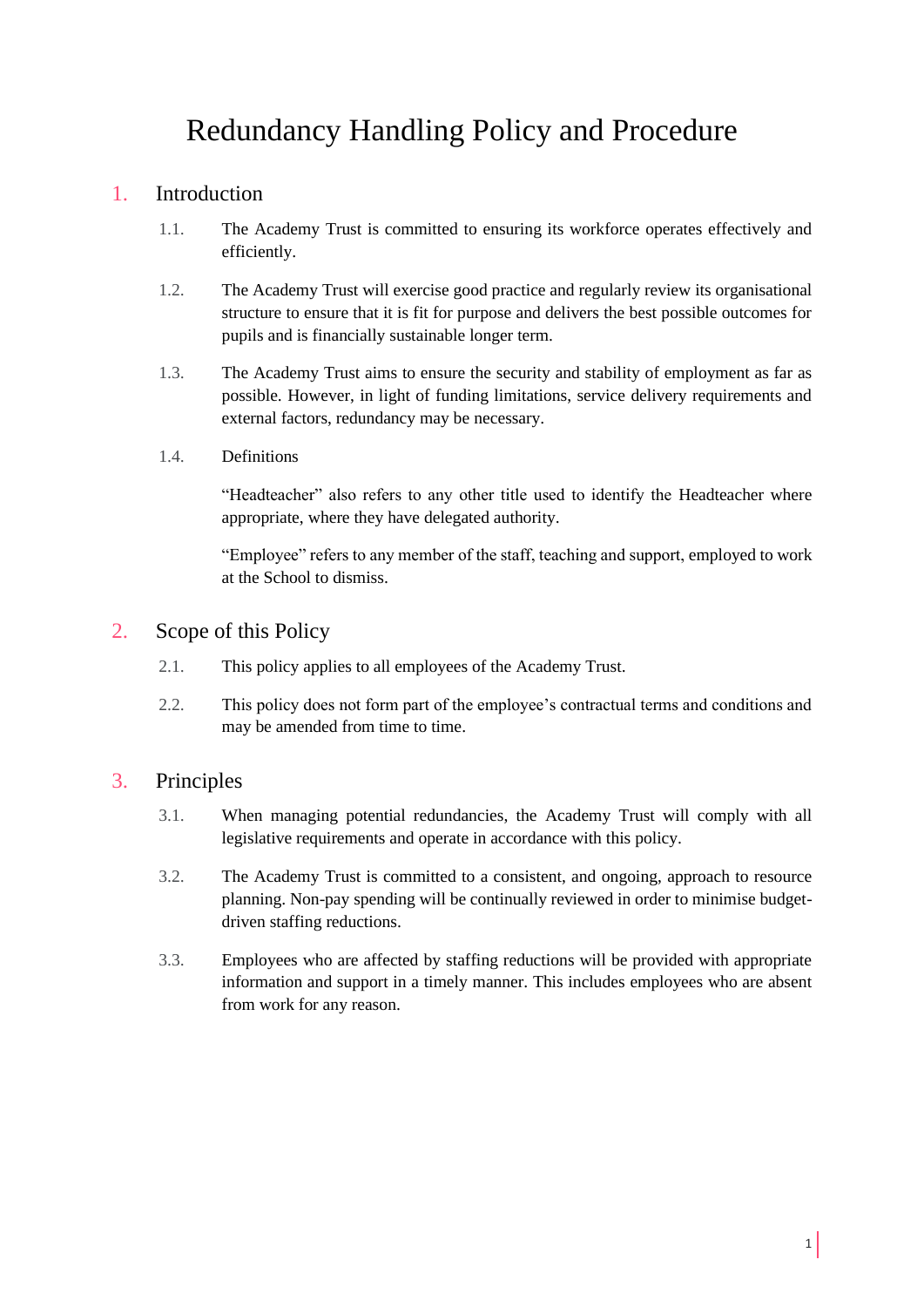# Redundancy Handling Policy and Procedure

## 1. Introduction

1.1. The Academy Trust is committed to ensuring its workforce operates effectively and efficiently.

1.2. The Academy Trust will exercise good practice and regularly review its organisational structure to ensure that it is fit for purpose and delivers the best possible outcomes for pupils and is financially sustainable longer term.

1.3. The Academy Trust aims to ensure the security and stability of employment as far as possible. However, in light of funding limitations, service delivery requirements and external factors, redundancy may be necessary.

1.4. Definitions

"Headteacher" also refers to any other title used to identify the Headteacher where appropriate, where they have delegated authority.

"Employee" refers to any member of the staff, teaching and support, employed to work at the School to dismiss.

## 2. Scope of this Policy

2.1. This policy applies to all employees of the Academy Trust.

2.2. This policy does not form part of the employee's contractual terms and conditions and may be amended from time to time.

## 3. Principles

3.1. When managing potential redundancies, the Academy Trust will comply with all legislative requirements and operate in accordance with this policy.

3.2. The Academy Trust is committed to a consistent, and ongoing, approach to resource planning. Non-pay spending will be continually reviewed in order to minimise budget-driven staffing reductions.

3.3. Employees who are affected by staffing reductions will be provided with appropriate information and support in a timely manner. This includes employees who are absent from work for any reason.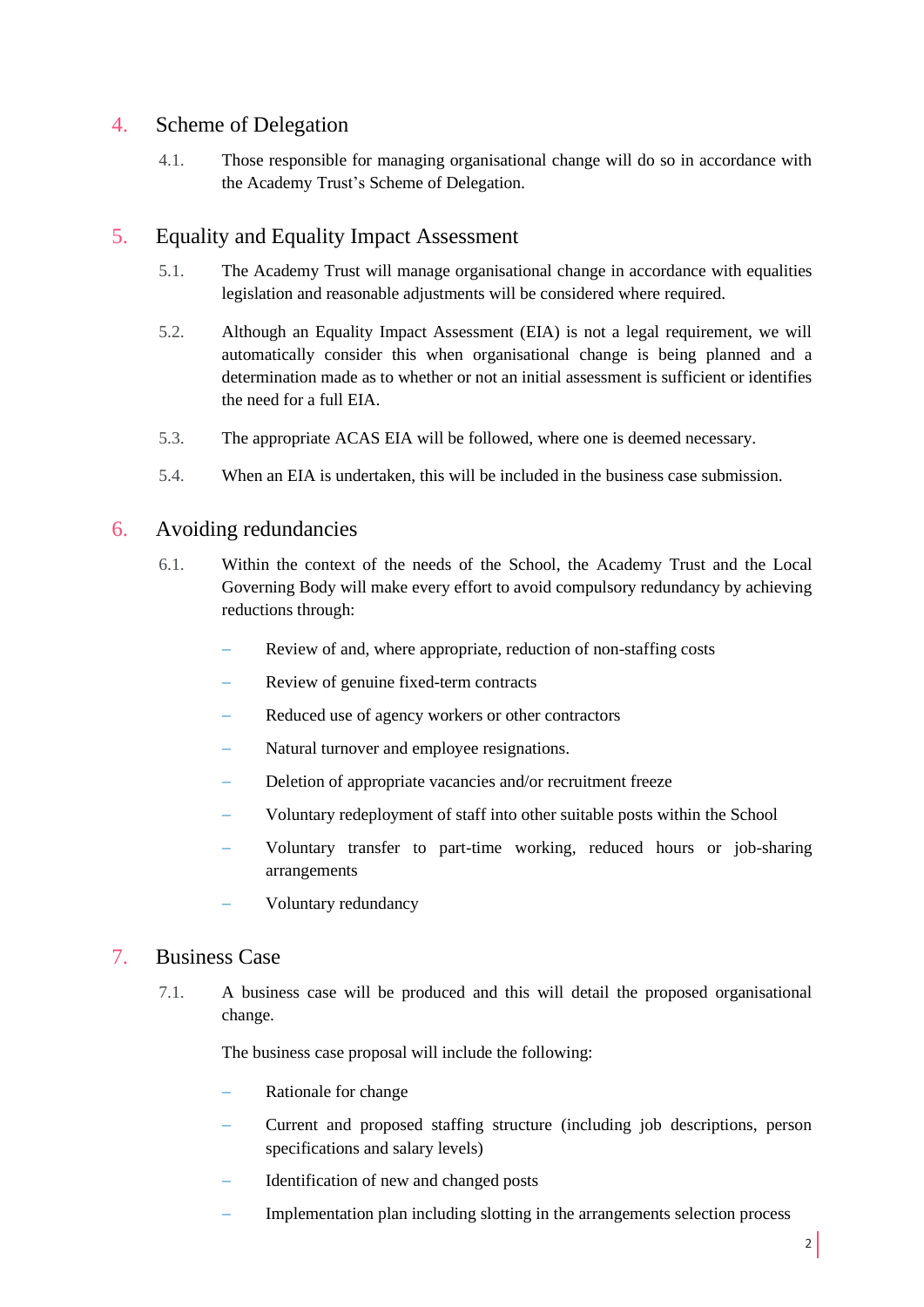## 4. Scheme of Delegation

4.1. Those responsible for managing organisational change will do so in accordance with the Academy Trust's Scheme of Delegation.

## 5. Equality and Equality Impact Assessment

5.1. The Academy Trust will manage organisational change in accordance with equalities legislation and reasonable adjustments will be considered where required.

5.2. Although an Equality Impact Assessment (EIA) is not a legal requirement, we will automatically consider this when organisational change is being planned and a determination made as to whether or not an initial assessment is sufficient or identifies the need for a full EIA.

5.3. The appropriate ACAS EIA will be followed, where one is deemed necessary.

5.4. When an EIA is undertaken, this will be included in the business case submission.

## 6. Avoiding redundancies

6.1. Within the context of the needs of the School, the Academy Trust and the Local Governing Body will make every effort to avoid compulsory redundancy by achieving reductions through:

- Review of and, where appropriate, reduction of non-staffing costs
- Review of genuine fixed-term contracts
- Reduced use of agency workers or other contractors
- Natural turnover and employee resignations.
- Deletion of appropriate vacancies and/or recruitment freeze
- Voluntary redeployment of staff into other suitable posts within the School
- Voluntary transfer to part-time working, reduced hours or job-sharing arrangements
- Voluntary redundancy

## 7. Business Case

7.1. A business case will be produced and this will detail the proposed organisational change.

The business case proposal will include the following:

- Rationale for change
- Current and proposed staffing structure (including job descriptions, person specifications and salary levels)
- Identification of new and changed posts
- Implementation plan including slotting in the arrangements selection process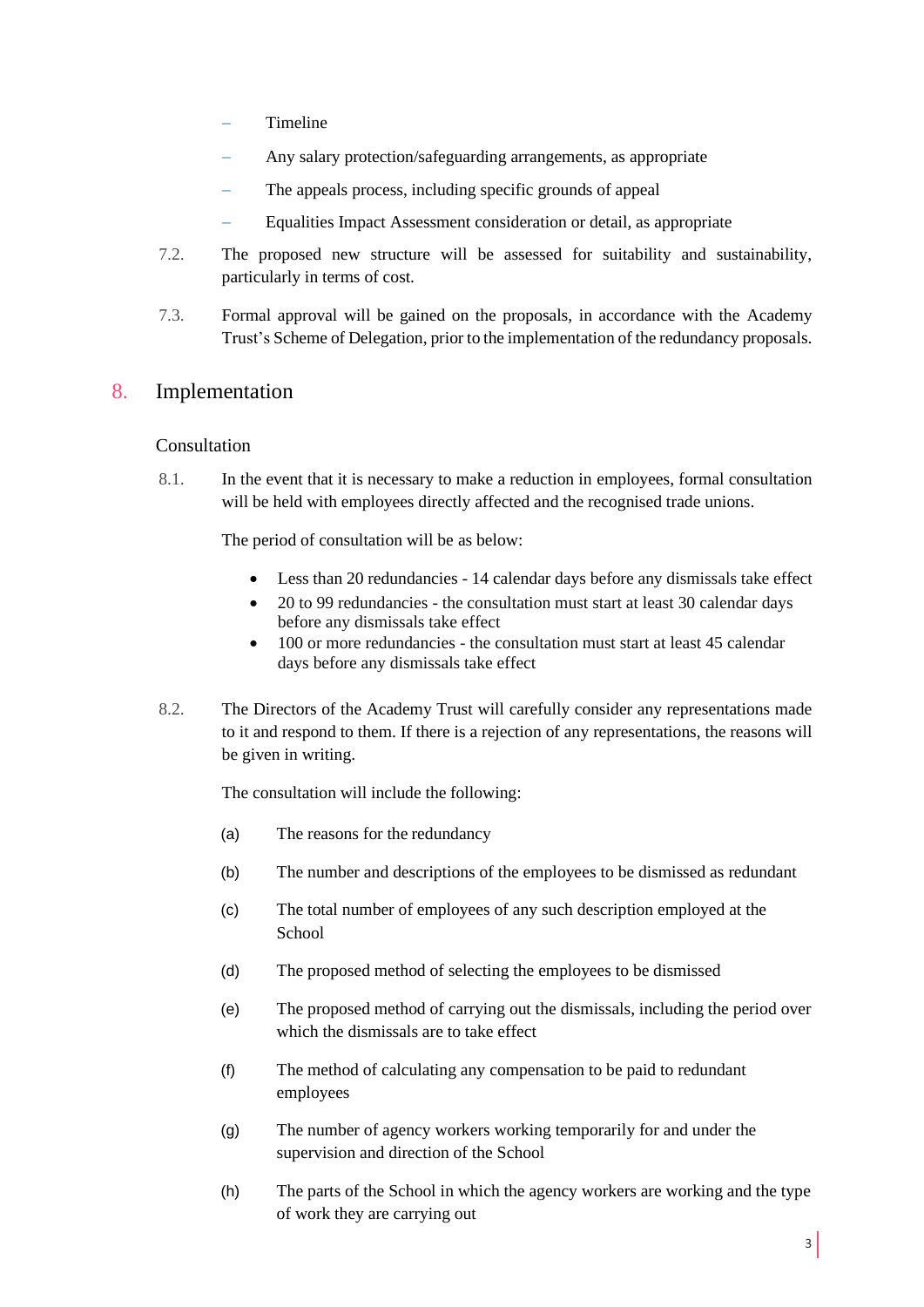- Timeline
- Any salary protection/safeguarding arrangements, as appropriate
- The appeals process, including specific grounds of appeal
- Equalities Impact Assessment consideration or detail, as appropriate

7.2. The proposed new structure will be assessed for suitability and sustainability, particularly in terms of cost.

7.3. Formal approval will be gained on the proposals, in accordance with the Academy Trust's Scheme of Delegation, prior to the implementation of the redundancy proposals.

## 8. Implementation

### Consultation

8.1. In the event that it is necessary to make a reduction in employees, formal consultation will be held with employees directly affected and the recognised trade unions.

The period of consultation will be as below:

- Less than 20 redundancies - 14 calendar days before any dismissals take effect
- 20 to 99 redundancies - the consultation must start at least 30 calendar days before any dismissals take effect
- 100 or more redundancies - the consultation must start at least 45 calendar days before any dismissals take effect

8.2. The Directors of the Academy Trust will carefully consider any representations made to it and respond to them. If there is a rejection of any representations, the reasons will be given in writing.

The consultation will include the following:

(a) The reasons for the redundancy

(b) The number and descriptions of the employees to be dismissed as redundant

(c) The total number of employees of any such description employed at the School

(d) The proposed method of selecting the employees to be dismissed

(e) The proposed method of carrying out the dismissals, including the period over which the dismissals are to take effect

(f) The method of calculating any compensation to be paid to redundant employees

(g) The number of agency workers working temporarily for and under the supervision and direction of the School

(h) The parts of the School in which the agency workers are working and the type of work they are carrying out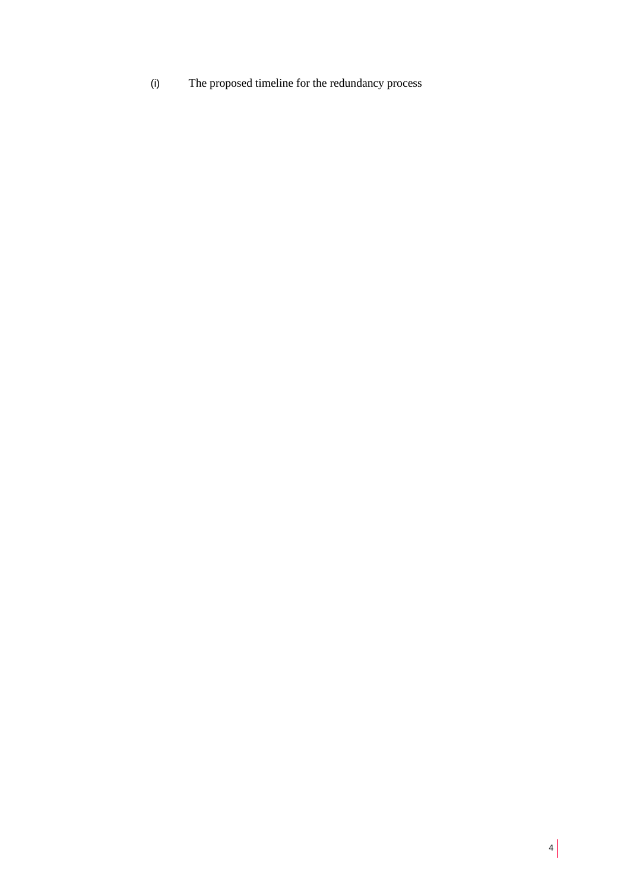(i) The proposed timeline for the redundancy process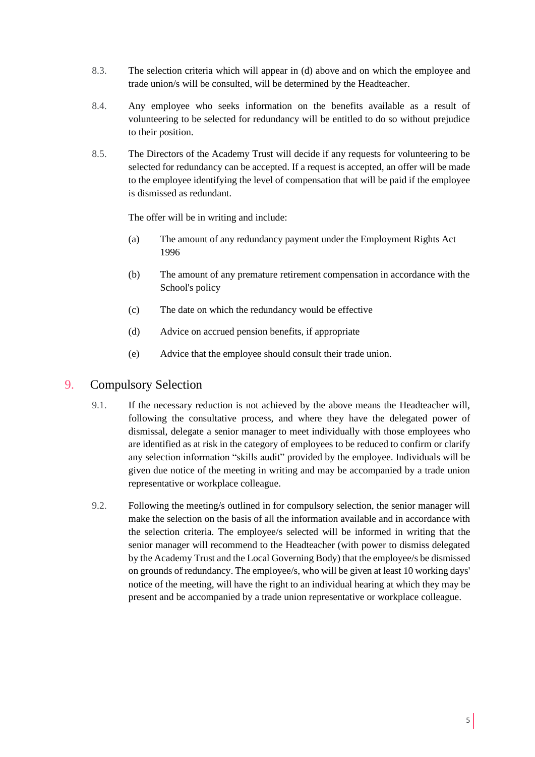8.3. The selection criteria which will appear in (d) above and on which the employee and trade union/s will be consulted, will be determined by the Headteacher.

8.4. Any employee who seeks information on the benefits available as a result of volunteering to be selected for redundancy will be entitled to do so without prejudice to their position.

8.5. The Directors of the Academy Trust will decide if any requests for volunteering to be selected for redundancy can be accepted. If a request is accepted, an offer will be made to the employee identifying the level of compensation that will be paid if the employee is dismissed as redundant.

The offer will be in writing and include:

(a) The amount of any redundancy payment under the Employment Rights Act 1996

(b) The amount of any premature retirement compensation in accordance with the School's policy

(c) The date on which the redundancy would be effective

(d) Advice on accrued pension benefits, if appropriate

(e) Advice that the employee should consult their trade union.

## 9. Compulsory Selection

9.1. If the necessary reduction is not achieved by the above means the Headteacher will, following the consultative process, and where they have the delegated power of dismissal, delegate a senior manager to meet individually with those employees who are identified as at risk in the category of employees to be reduced to confirm or clarify any selection information "skills audit" provided by the employee. Individuals will be given due notice of the meeting in writing and may be accompanied by a trade union representative or workplace colleague.

9.2. Following the meeting/s outlined in for compulsory selection, the senior manager will make the selection on the basis of all the information available and in accordance with the selection criteria. The employee/s selected will be informed in writing that the senior manager will recommend to the Headteacher (with power to dismiss delegated by the Academy Trust and the Local Governing Body) that the employee/s be dismissed on grounds of redundancy. The employee/s, who will be given at least 10 working days' notice of the meeting, will have the right to an individual hearing at which they may be present and be accompanied by a trade union representative or workplace colleague.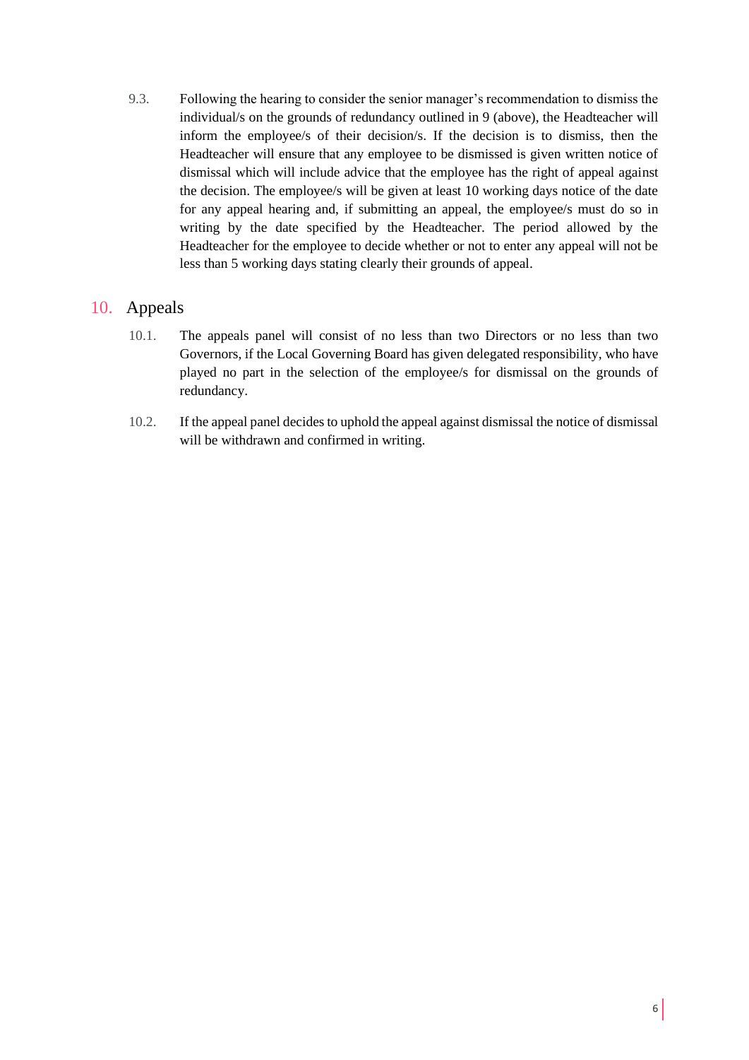9.3. Following the hearing to consider the senior manager's recommendation to dismiss the individual/s on the grounds of redundancy outlined in 9 (above), the Headteacher will inform the employee/s of their decision/s. If the decision is to dismiss, then the Headteacher will ensure that any employee to be dismissed is given written notice of dismissal which will include advice that the employee has the right of appeal against the decision. The employee/s will be given at least 10 working days notice of the date for any appeal hearing and, if submitting an appeal, the employee/s must do so in writing by the date specified by the Headteacher. The period allowed by the Headteacher for the employee to decide whether or not to enter any appeal will not be less than 5 working days stating clearly their grounds of appeal.

## 10. Appeals

10.1. The appeals panel will consist of no less than two Directors or no less than two Governors, if the Local Governing Board has given delegated responsibility, who have played no part in the selection of the employee/s for dismissal on the grounds of redundancy.

10.2. If the appeal panel decides to uphold the appeal against dismissal the notice of dismissal will be withdrawn and confirmed in writing.